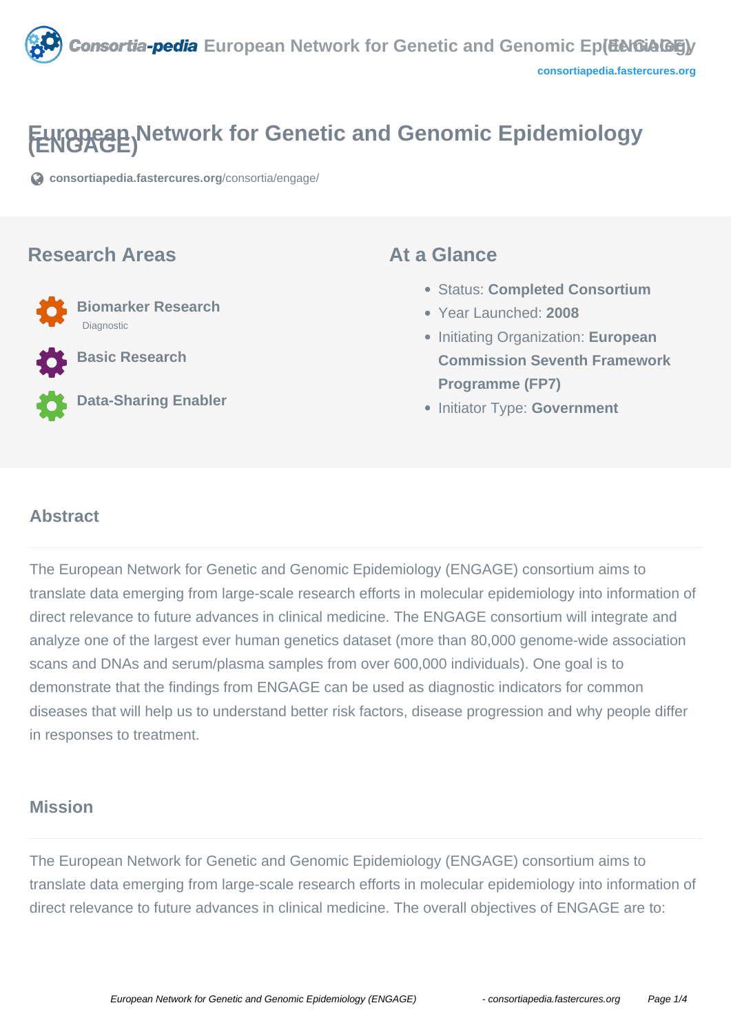# European Network for Genetic and Genomic Epidemiology (ENGAGE)

consortiapedia.fastercures.org/consortia/engage/

## Research Areas

- **Biomarker Research**
  - Diagnostic
- **Basic Research**
- **Data-Sharing Enabler**

## At a Glance

- Status: **Completed Consortium**
- Year Launched: **2008**
- Initiating Organization: **European Commission Seventh Framework Programme (FP7)**
- Initiator Type: **Government**

## Abstract

The European Network for Genetic and Genomic Epidemiology (ENGAGE) consortium aims to translate data emerging from large-scale research efforts in molecular epidemiology into information of direct relevance to future advances in clinical medicine. The ENGAGE consortium will integrate and analyze one of the largest ever human genetics dataset (more than 80,000 genome-wide association scans and DNAs and serum/plasma samples from over 600,000 individuals). One goal is to demonstrate that the findings from ENGAGE can be used as diagnostic indicators for common diseases that will help us to understand better risk factors, disease progression and why people differ in responses to treatment.

## Mission

The European Network for Genetic and Genomic Epidemiology (ENGAGE) consortium aims to translate data emerging from large-scale research efforts in molecular epidemiology into information of direct relevance to future advances in clinical medicine. The overall objectives of ENGAGE are to: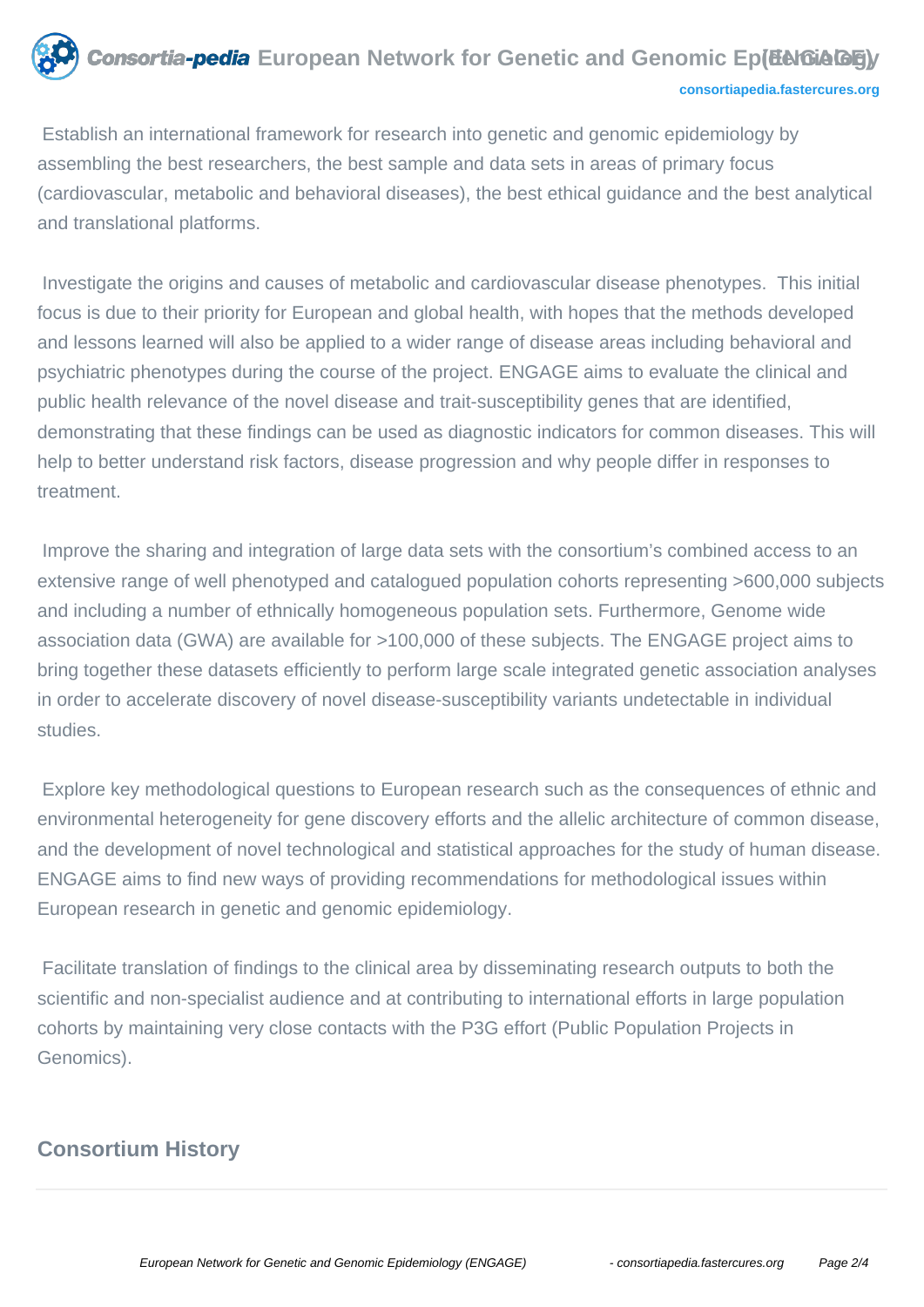Establish an international framework for research into genetic and genomic epidemiology by assembling the best researchers, the best sample and data sets in areas of primary focus (cardiovascular, metabolic and behavioral diseases), the best ethical guidance and the best analytical and translational platforms.

Investigate the origins and causes of metabolic and cardiovascular disease phenotypes. This initial focus is due to their priority for European and global health, with hopes that the methods developed and lessons learned will also be applied to a wider range of disease areas including behavioral and psychiatric phenotypes during the course of the project. ENGAGE aims to evaluate the clinical and public health relevance of the novel disease and trait-susceptibility genes that are identified, demonstrating that these findings can be used as diagnostic indicators for common diseases. This will help to better understand risk factors, disease progression and why people differ in responses to treatment.

Improve the sharing and integration of large data sets with the consortium's combined access to an extensive range of well phenotyped and catalogued population cohorts representing >600,000 subjects and including a number of ethnically homogeneous population sets. Furthermore, Genome wide association data (GWA) are available for >100,000 of these subjects. The ENGAGE project aims to bring together these datasets efficiently to perform large scale integrated genetic association analyses in order to accelerate discovery of novel disease-susceptibility variants undetectable in individual studies.

Explore key methodological questions to European research such as the consequences of ethnic and environmental heterogeneity for gene discovery efforts and the allelic architecture of common disease, and the development of novel technological and statistical approaches for the study of human disease. ENGAGE aims to find new ways of providing recommendations for methodological issues within European research in genetic and genomic epidemiology.

Facilitate translation of findings to the clinical area by disseminating research outputs to both the scientific and non-specialist audience and at contributing to international efforts in large population cohorts by maintaining very close contacts with the P3G effort (Public Population Projects in Genomics).

## Consortium History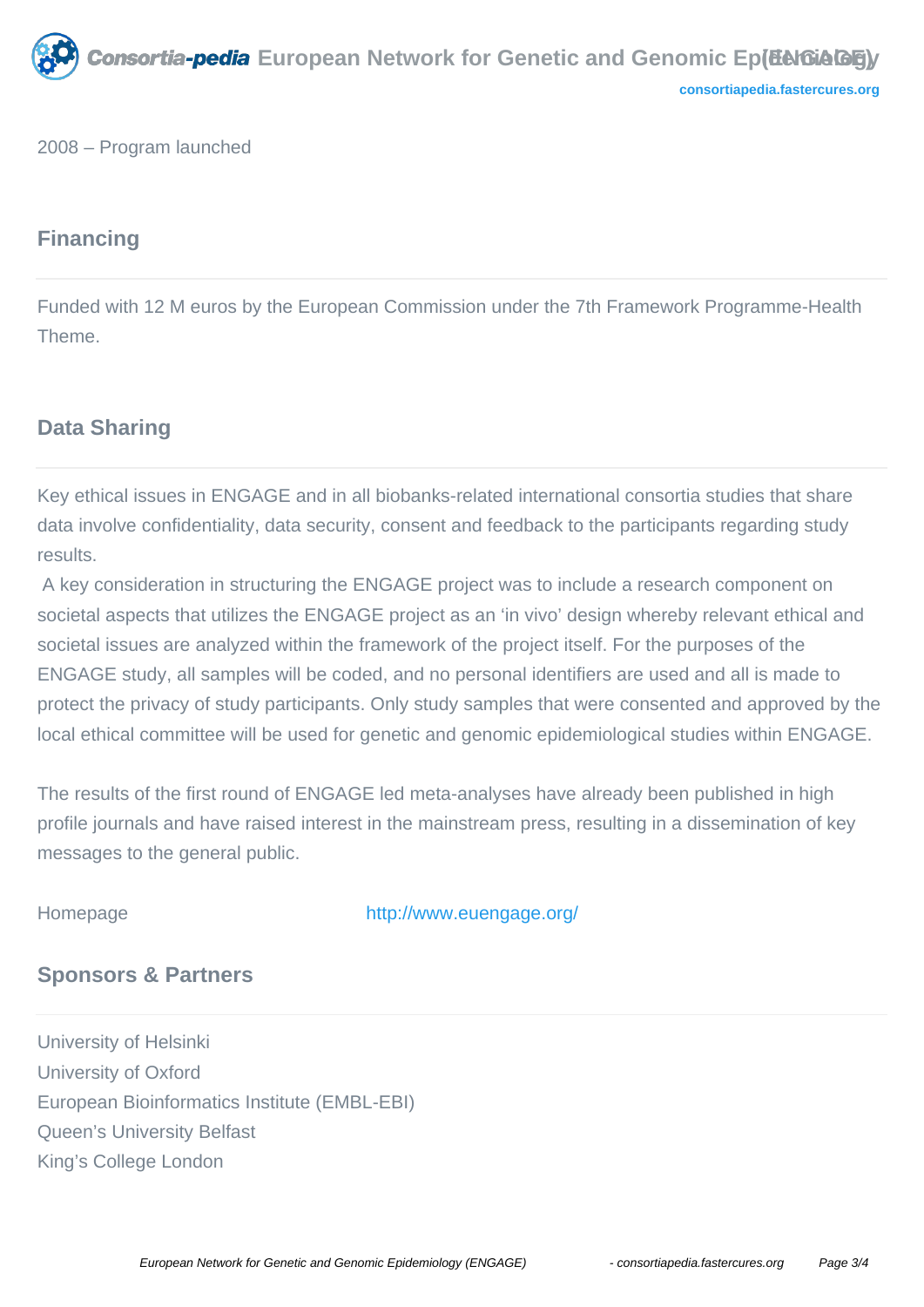2008 – Program launched

## Financing

Funded with 12 M euros by the European Commission under the 7th Framework Programme-Health Theme.

## Data Sharing

Key ethical issues in ENGAGE and in all biobanks-related international consortia studies that share data involve confidentiality, data security, consent and feedback to the participants regarding study results.

A key consideration in structuring the ENGAGE project was to include a research component on societal aspects that utilizes the ENGAGE project as an 'in vivo' design whereby relevant ethical and societal issues are analyzed within the framework of the project itself. For the purposes of the ENGAGE study, all samples will be coded, and no personal identifiers are used and all is made to protect the privacy of study participants. Only study samples that were consented and approved by the local ethical committee will be used for genetic and genomic epidemiological studies within ENGAGE.

The results of the first round of ENGAGE led meta-analyses have already been published in high profile journals and have raised interest in the mainstream press, resulting in a dissemination of key messages to the general public.

Homepage http://www.euengage.org/

## Sponsors & Partners

University of Helsinki
University of Oxford
European Bioinformatics Institute (EMBL-EBI)
Queen's University Belfast
King's College London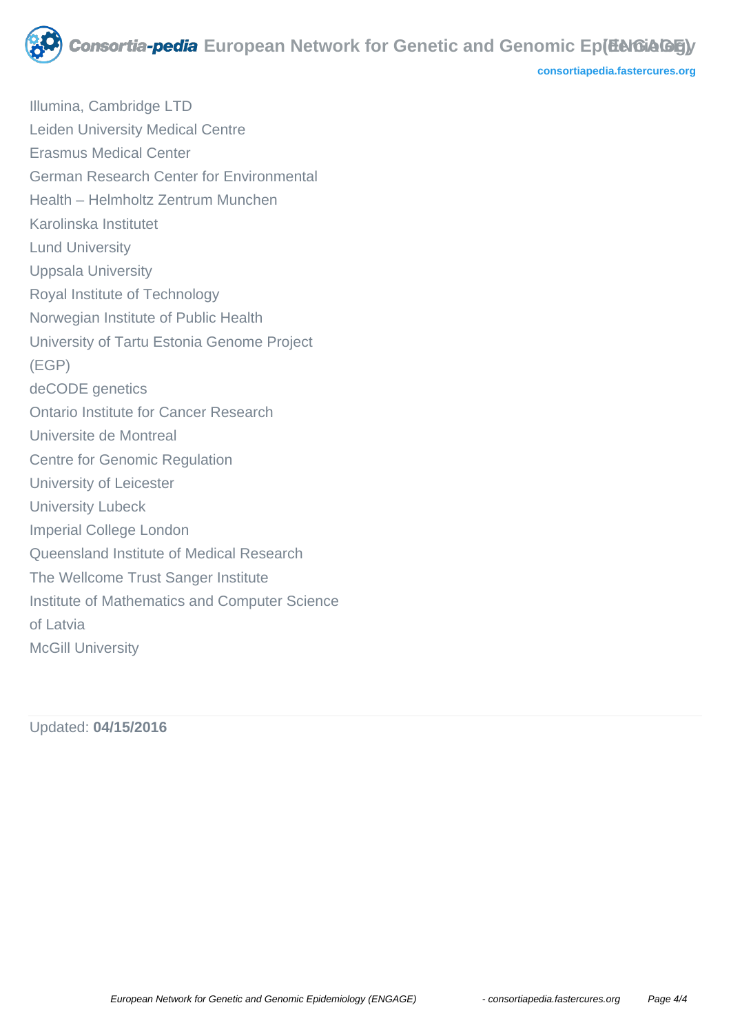Illumina, Cambridge LTD
Leiden University Medical Centre
Erasmus Medical Center
German Research Center for Environmental Health – Helmholtz Zentrum Munchen
Karolinska Institutet
Lund University
Uppsala University
Royal Institute of Technology
Norwegian Institute of Public Health
University of Tartu Estonia Genome Project (EGP)
deCODE genetics
Ontario Institute for Cancer Research
Universite de Montreal
Centre for Genomic Regulation
University of Leicester
University Lubeck
Imperial College London
Queensland Institute of Medical Research
The Wellcome Trust Sanger Institute
Institute of Mathematics and Computer Science of Latvia
McGill University

Updated: **04/15/2016**